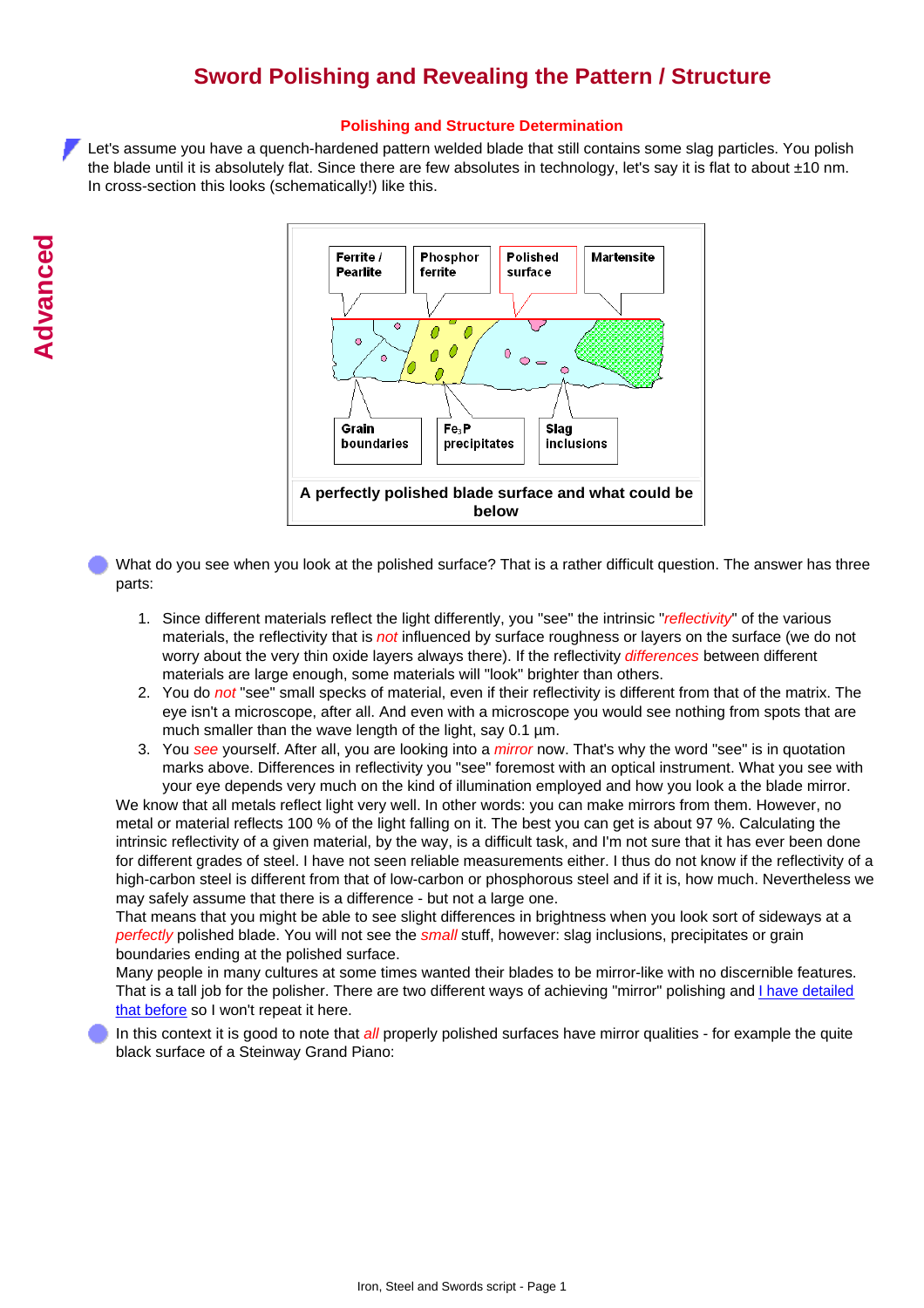# Sword Polishing and Revealing the Pattern / Structure

## Polishing and Structure Determination

Let's assume you have a quench-hardened pattern welded blade that still contains some slag particles. You polish the blade until it is absolutely flat. Since there are few absolutes in technology, let's say it is flat to about ±10 nm. In cross-section this looks (schematically!) like this.

A perfectly polished blade surface and what could be below

What do you see when you look at the polished surface? That is a rather difficult question. The answer has three parts:

1. Since different materials reflect the light differently, you "see" the intrinsic "*reflectivity*" of the various materials, the reflectivity that is *not* influenced by surface roughness or layers on the surface (we do not worry about the very thin oxide layers always there). If the reflectivity *differences* between different materials are large enough, some materials will "look" brighter than others.
2. You do *not* "see" small specks of material, even if their reflectivity is different from that of the matrix. The eye isn't a microscope, after all. And even with a microscope you would see nothing from spots that are much smaller than the wave length of the light, say 0.1 µm.
3. You *see* yourself. After all, you are looking into a *mirror* now. That's why the word "see" is in quotation marks above. Differences in reflectivity you "see" foremost with an optical instrument. What you see with your eye depends very much on the kind of illumination employed and how you look a the blade mirror.

We know that all metals reflect light very well. In other words: you can make mirrors from them. However, no metal or material reflects 100 % of the light falling on it. The best you can get is about 97 %. Calculating the intrinsic reflectivity of a given material, by the way, is a difficult task, and I'm not sure that it has ever been done for different grades of steel. I have not seen reliable measurements either. I thus do not know if the reflectivity of a high-carbon steel is different from that of low-carbon or phosphorous steel and if it is, how much. Nevertheless we may safely assume that there is a difference - but not a large one.

That means that you might be able to see slight differences in brightness when you look sort of sideways at a *perfectly* polished blade. You will not see the *small* stuff, however: slag inclusions, precipitates or grain boundaries ending at the polished surface.

Many people in many cultures at some times wanted their blades to be mirror-like with no discernible features. That is a tall job for the polisher. There are two different ways of achieving "mirror" polishing and I have detailed that before so I won't repeat it here.

In this context it is good to note that *all* properly polished surfaces have mirror qualities - for example the quite black surface of a Steinway Grand Piano: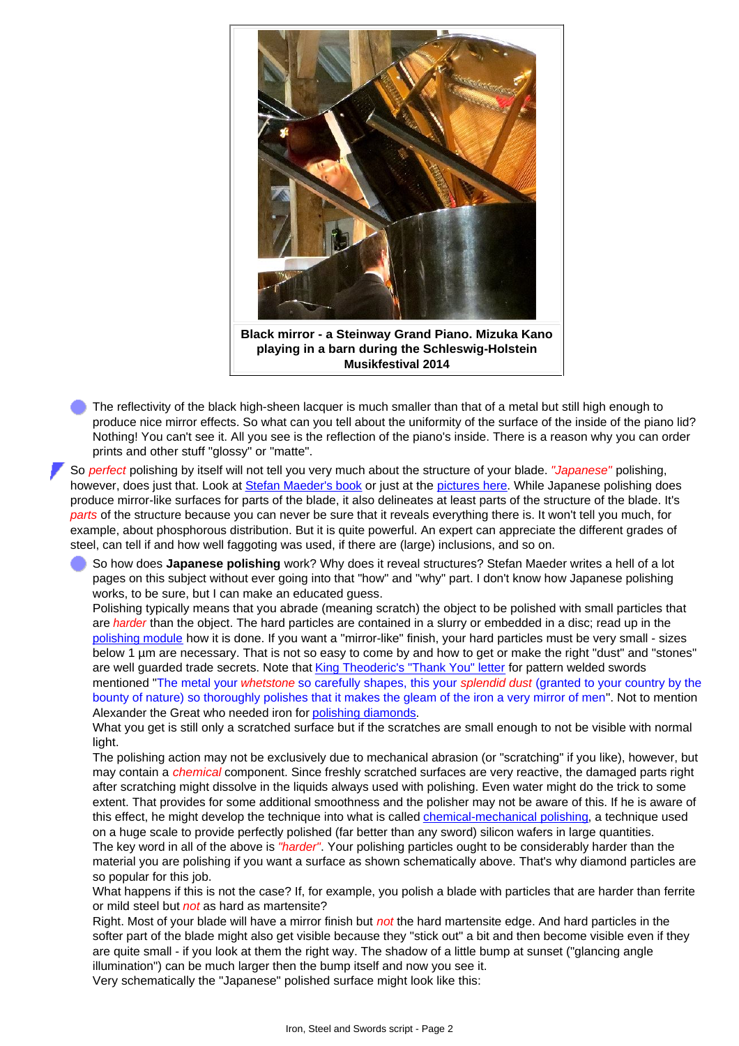**Black mirror - a Steinway Grand Piano. Mizuka Kano playing in a barn during the Schleswig-Holstein Musikfestival 2014**

- The reflectivity of the black high-sheen lacquer is much smaller than that of a metal but still high enough to produce nice mirror effects. So what can you tell about the uniformity of the surface of the inside of the piano lid? Nothing! You can't see it. All you see is the reflection of the piano's inside. There is a reason why you can order prints and other stuff "glossy" or "matte".

So *perfect* polishing by itself will not tell you very much about the structure of your blade. *"Japanese"* polishing, however, does just that. Look at Stefan Maeder's book or just at the pictures here. While Japanese polishing does produce mirror-like surfaces for parts of the blade, it also delineates at least parts of the structure of the blade. It's *parts* of the structure because you can never be sure that it reveals everything there is. It won't tell you much, for example, about phosphorous distribution. But it is quite powerful. An expert can appreciate the different grades of steel, can tell if and how well faggoting was used, if there are (large) inclusions, and so on.

- So how does **Japanese polishing** work? Why does it reveal structures? Stefan Maeder writes a hell of a lot pages on this subject without ever going into that "how" and "why" part. I don't know how Japanese polishing works, to be sure, but I can make an educated guess.
  Polishing typically means that you abrade (meaning scratch) the object to be polished with small particles that are *harder* than the object. The hard particles are contained in a slurry or embedded in a disc; read up in the polishing module how it is done. If you want a "mirror-like" finish, your hard particles must be very small - sizes below 1 µm are necessary. That is not so easy to come by and how to get or make the right "dust" and "stones" are well guarded trade secrets. Note that King Theoderic's "Thank You" letter for pattern welded swords mentioned "The metal your *whetstone* so carefully shapes, this your *splendid dust* (granted to your country by the bounty of nature) so thoroughly polishes that it makes the gleam of the iron a very mirror of men". Not to mention Alexander the Great who needed iron for polishing diamonds.
  What you get is still only a scratched surface but if the scratches are small enough to not be visible with normal light.
  The polishing action may not be exclusively due to mechanical abrasion (or "scratching" if you like), however, but may contain a *chemical* component. Since freshly scratched surfaces are very reactive, the damaged parts right after scratching might dissolve in the liquids always used with polishing. Even water might do the trick to some extent. That provides for some additional smoothness and the polisher may not be aware of this. If he is aware of this effect, he might develop the technique into what is called chemical-mechanical polishing, a technique used on a huge scale to provide perfectly polished (far better than any sword) silicon wafers in large quantities.
  The key word in all of the above is *"harder"*. Your polishing particles ought to be considerably harder than the material you are polishing if you want a surface as shown schematically above. That's why diamond particles are so popular for this job.
  What happens if this is not the case? If, for example, you polish a blade with particles that are harder than ferrite or mild steel but *not* as hard as martensite?
  Right. Most of your blade will have a mirror finish but *not* the hard martensite edge. And hard particles in the softer part of the blade might also get visible because they "stick out" a bit and then become visible even if they are quite small - if you look at them the right way. The shadow of a little bump at sunset ("glancing angle illumination") can be much larger then the bump itself and now you see it.
  Very schematically the "Japanese" polished surface might look like this: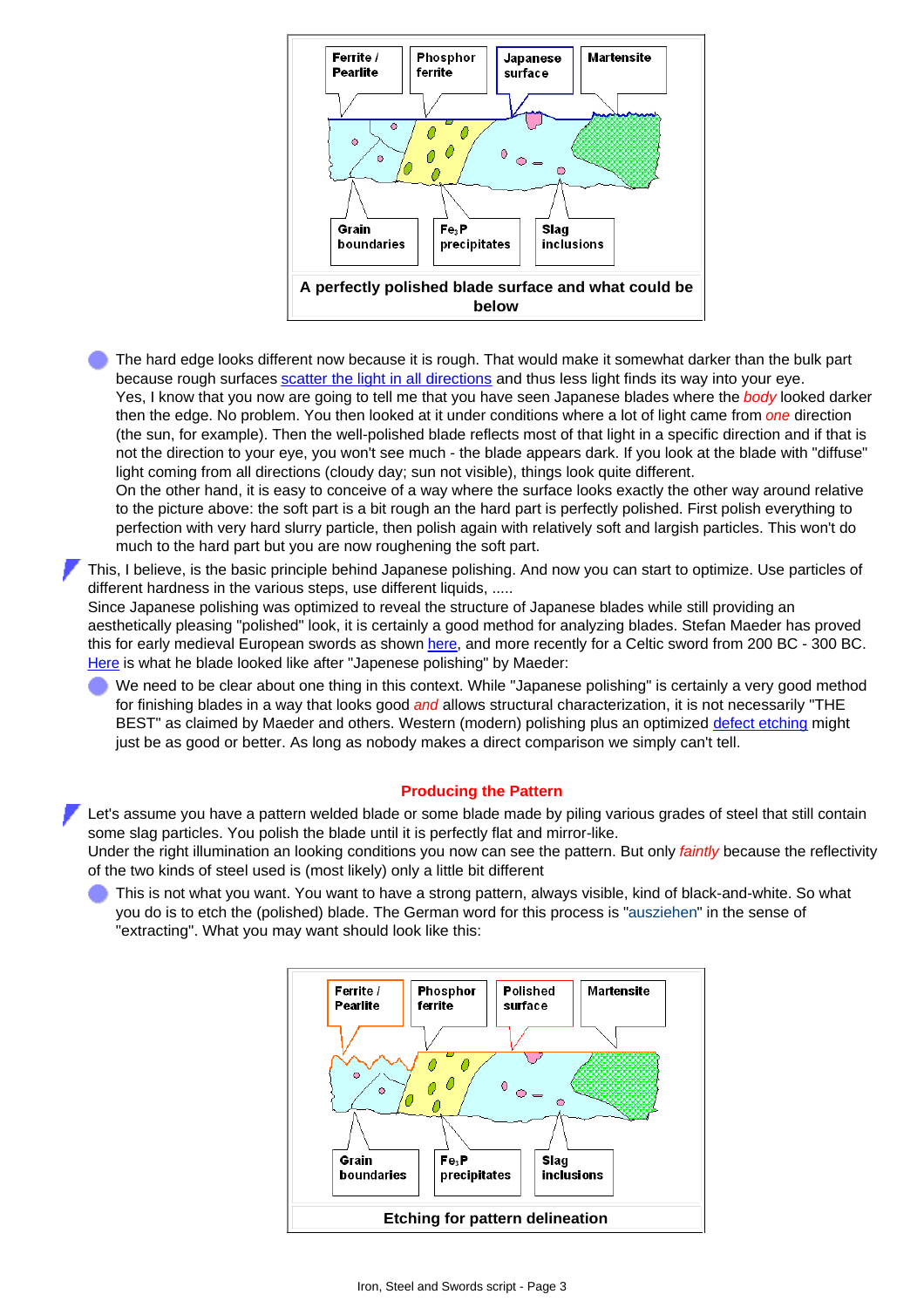Ferrite / Pearlite | Phosphor ferrite | Japanese surface | Martensite

Grain boundaries | $Fe_3P$ precipitates | Slag inclusions

**A perfectly polished blade surface and what could be below**

- The hard edge looks different now because it is rough. That would make it somewhat darker than the bulk part because rough surfaces scatter the light in all directions and thus less light finds its way into your eye.
  Yes, I know that you now are going to tell me that you have seen Japanese blades where the *body* looked darker then the edge. No problem. You then looked at it under conditions where a lot of light came from *one* direction (the sun, for example). Then the well-polished blade reflects most of that light in a specific direction and if that is not the direction to your eye, you won't see much - the blade appears dark. If you look at the blade with "diffuse" light coming from all directions (cloudy day; sun not visible), things look quite different.
  On the other hand, it is easy to conceive of a way where the surface looks exactly the other way around relative to the picture above: the soft part is a bit rough an the hard part is perfectly polished. First polish everything to perfection with very hard slurry particle, then polish again with relatively soft and largish particles. This won't do much to the hard part but you are now roughening the soft part.

This, I believe, is the basic principle behind Japanese polishing. And now you can start to optimize. Use particles of different hardness in the various steps, use different liquids, .....
Since Japanese polishing was optimized to reveal the structure of Japanese blades while still providing an aesthetically pleasing "polished" look, it is certainly a good method for analyzing blades. Stefan Maeder has proved this for early medieval European swords as shown here, and more recently for a Celtic sword from 200 BC - 300 BC. Here is what he blade looked like after "Japenese polishing" by Maeder:

- We need to be clear about one thing in this context. While "Japanese polishing" is certainly a very good method for finishing blades in a way that looks good *and* allows structural characterization, it is not necessarily "THE BEST" as claimed by Maeder and others. Western (modern) polishing plus an optimized defect etching might just be as good or better. As long as nobody makes a direct comparison we simply can't tell.

## Producing the Pattern

Let's assume you have a pattern welded blade or some blade made by piling various grades of steel that still contain some slag particles. You polish the blade until it is perfectly flat and mirror-like.
Under the right illumination an looking conditions you now can see the pattern. But only *faintly* because the reflectivity of the two kinds of steel used is (most likely) only a little bit different

- This is not what you want. You want to have a strong pattern, always visible, kind of black-and-white. So what you do is to etch the (polished) blade. The German word for this process is "ausziehen" in the sense of "extracting". What you may want should look like this:

Ferrite / Pearlite | Phosphor ferrite | Polished surface | Martensite

Grain boundaries | $Fe_3P$ precipitates | Slag inclusions

**Etching for pattern delineation**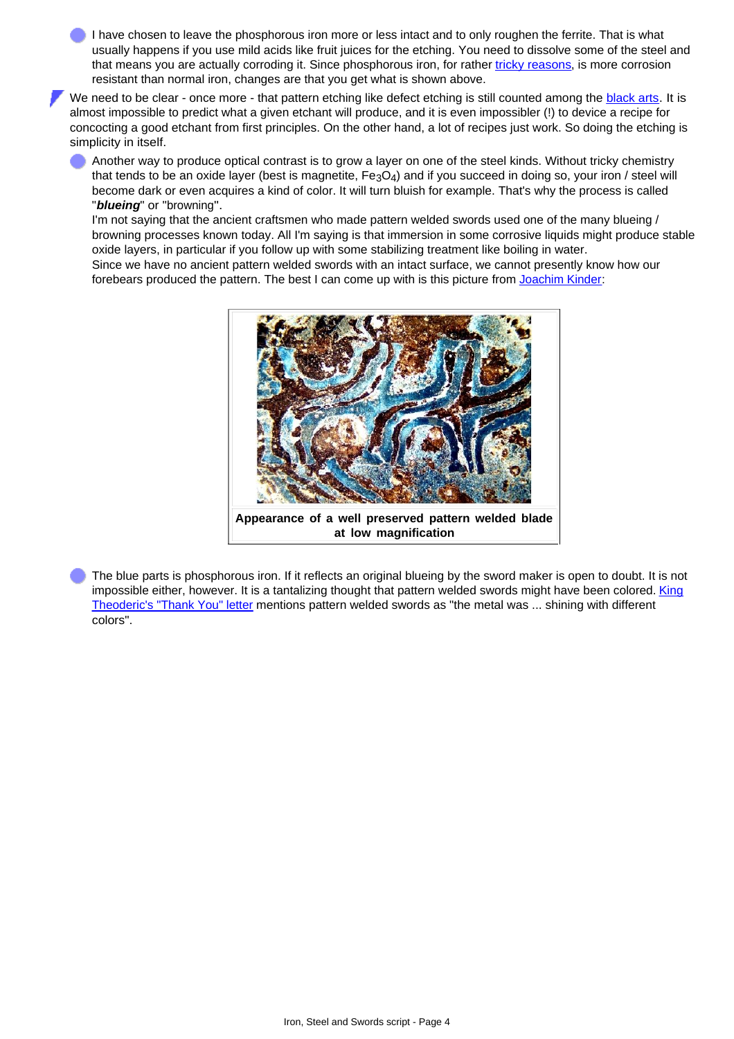- I have chosen to leave the phosphorous iron more or less intact and to only roughen the ferrite. That is what usually happens if you use mild acids like fruit juices for the etching. You need to dissolve some of the steel and that means you are actually corroding it. Since phosphorous iron, for rather tricky reasons, is more corrosion resistant than normal iron, changes are that you get what is shown above.

We need to be clear - once more - that pattern etching like defect etching is still counted among the black arts. It is almost impossible to predict what a given etchant will produce, and it is even impossibler (!) to device a recipe for concocting a good etchant from first principles. On the other hand, a lot of recipes just work. So doing the etching is simplicity in itself.

- Another way to produce optical contrast is to grow a layer on one of the steel kinds. Without tricky chemistry that tends to be an oxide layer (best is magnetite, $Fe_3O_4$) and if you succeed in doing so, your iron / steel will become dark or even acquires a kind of color. It will turn bluish for example. That's why the process is called "***blueing***" or "browning".
  I'm not saying that the ancient craftsmen who made pattern welded swords used one of the many blueing / browning processes known today. All I'm saying is that immersion in some corrosive liquids might produce stable oxide layers, in particular if you follow up with some stabilizing treatment like boiling in water.
  Since we have no ancient pattern welded swords with an intact surface, we cannot presently know how our forebears produced the pattern. The best I can come up with is this picture from Joachim Kinder:

**Appearance of a well preserved pattern welded blade at low magnification**

- The blue parts is phosphorous iron. If it reflects an original blueing by the sword maker is open to doubt. It is not impossible either, however. It is a tantalizing thought that pattern welded swords might have been colored. King Theoderic's "Thank You" letter mentions pattern welded swords as "the metal was ... shining with different colors".